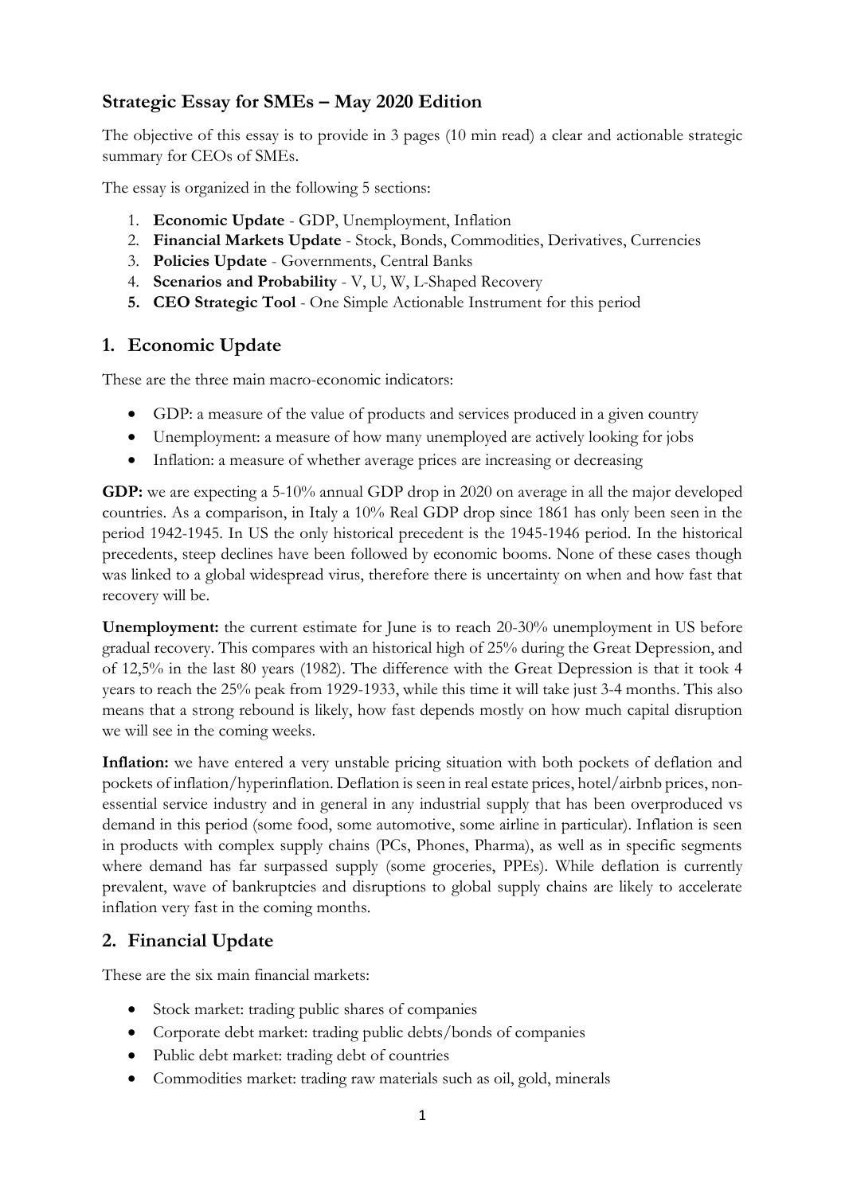## Strategic Essay for SMEs – May 2020 Edition

The objective of this essay is to provide in 3 pages (10 min read) a clear and actionable strategic summary for CEOs of SMEs.

The essay is organized in the following 5 sections:

1. **Economic Update** - GDP, Unemployment, Inflation
2. **Financial Markets Update** - Stock, Bonds, Commodities, Derivatives, Currencies
3. **Policies Update** - Governments, Central Banks
4. **Scenarios and Probability** - V, U, W, L-Shaped Recovery
5. **CEO Strategic Tool** - One Simple Actionable Instrument for this period

## 1. Economic Update

These are the three main macro-economic indicators:

- GDP: a measure of the value of products and services produced in a given country
- Unemployment: a measure of how many unemployed are actively looking for jobs
- Inflation: a measure of whether average prices are increasing or decreasing

**GDP:** we are expecting a 5-10% annual GDP drop in 2020 on average in all the major developed countries. As a comparison, in Italy a 10% Real GDP drop since 1861 has only been seen in the period 1942-1945. In US the only historical precedent is the 1945-1946 period. In the historical precedents, steep declines have been followed by economic booms. None of these cases though was linked to a global widespread virus, therefore there is uncertainty on when and how fast that recovery will be.

**Unemployment:** the current estimate for June is to reach 20-30% unemployment in US before gradual recovery. This compares with an historical high of 25% during the Great Depression, and of 12,5% in the last 80 years (1982). The difference with the Great Depression is that it took 4 years to reach the 25% peak from 1929-1933, while this time it will take just 3-4 months. This also means that a strong rebound is likely, how fast depends mostly on how much capital disruption we will see in the coming weeks.

**Inflation:** we have entered a very unstable pricing situation with both pockets of deflation and pockets of inflation/hyperinflation. Deflation is seen in real estate prices, hotel/airbnb prices, non-essential service industry and in general in any industrial supply that has been overproduced vs demand in this period (some food, some automotive, some airline in particular). Inflation is seen in products with complex supply chains (PCs, Phones, Pharma), as well as in specific segments where demand has far surpassed supply (some groceries, PPEs). While deflation is currently prevalent, wave of bankruptcies and disruptions to global supply chains are likely to accelerate inflation very fast in the coming months.

## 2. Financial Update

These are the six main financial markets:

- Stock market: trading public shares of companies
- Corporate debt market: trading public debts/bonds of companies
- Public debt market: trading debt of countries
- Commodities market: trading raw materials such as oil, gold, minerals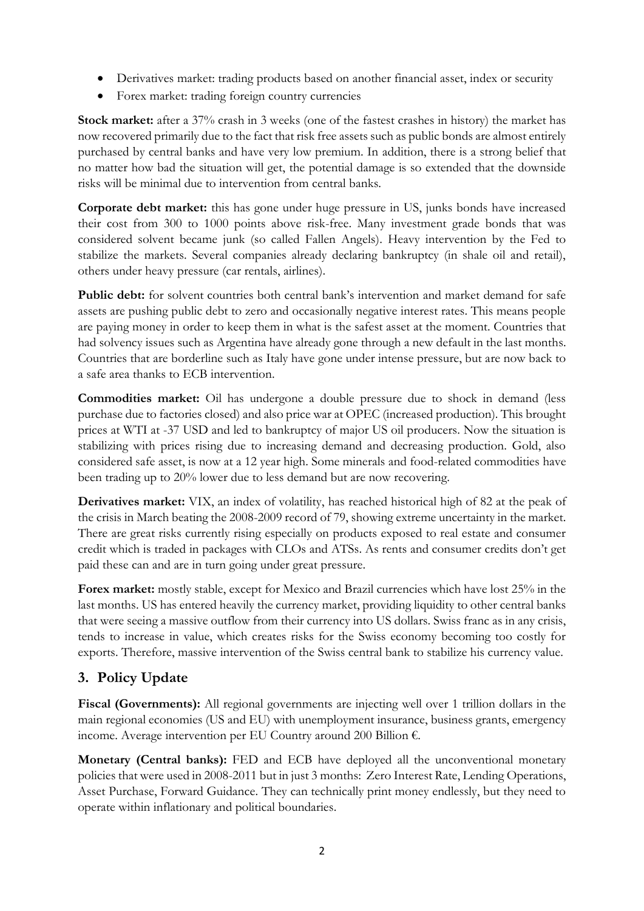- Derivatives market: trading products based on another financial asset, index or security
- Forex market: trading foreign country currencies

**Stock market:** after a 37% crash in 3 weeks (one of the fastest crashes in history) the market has now recovered primarily due to the fact that risk free assets such as public bonds are almost entirely purchased by central banks and have very low premium. In addition, there is a strong belief that no matter how bad the situation will get, the potential damage is so extended that the downside risks will be minimal due to intervention from central banks.

**Corporate debt market:** this has gone under huge pressure in US, junks bonds have increased their cost from 300 to 1000 points above risk-free. Many investment grade bonds that was considered solvent became junk (so called Fallen Angels). Heavy intervention by the Fed to stabilize the markets. Several companies already declaring bankruptcy (in shale oil and retail), others under heavy pressure (car rentals, airlines).

**Public debt:** for solvent countries both central bank's intervention and market demand for safe assets are pushing public debt to zero and occasionally negative interest rates. This means people are paying money in order to keep them in what is the safest asset at the moment. Countries that had solvency issues such as Argentina have already gone through a new default in the last months. Countries that are borderline such as Italy have gone under intense pressure, but are now back to a safe area thanks to ECB intervention.

**Commodities market:** Oil has undergone a double pressure due to shock in demand (less purchase due to factories closed) and also price war at OPEC (increased production). This brought prices at WTI at -37 USD and led to bankruptcy of major US oil producers. Now the situation is stabilizing with prices rising due to increasing demand and decreasing production. Gold, also considered safe asset, is now at a 12 year high. Some minerals and food-related commodities have been trading up to 20% lower due to less demand but are now recovering.

**Derivatives market:** VIX, an index of volatility, has reached historical high of 82 at the peak of the crisis in March beating the 2008-2009 record of 79, showing extreme uncertainty in the market. There are great risks currently rising especially on products exposed to real estate and consumer credit which is traded in packages with CLOs and ATSs. As rents and consumer credits don't get paid these can and are in turn going under great pressure.

**Forex market:** mostly stable, except for Mexico and Brazil currencies which have lost 25% in the last months. US has entered heavily the currency market, providing liquidity to other central banks that were seeing a massive outflow from their currency into US dollars. Swiss franc as in any crisis, tends to increase in value, which creates risks for the Swiss economy becoming too costly for exports. Therefore, massive intervention of the Swiss central bank to stabilize his currency value.

## 3. Policy Update

**Fiscal (Governments):** All regional governments are injecting well over 1 trillion dollars in the main regional economies (US and EU) with unemployment insurance, business grants, emergency income. Average intervention per EU Country around 200 Billion €.

**Monetary (Central banks):** FED and ECB have deployed all the unconventional monetary policies that were used in 2008-2011 but in just 3 months: Zero Interest Rate, Lending Operations, Asset Purchase, Forward Guidance. They can technically print money endlessly, but they need to operate within inflationary and political boundaries.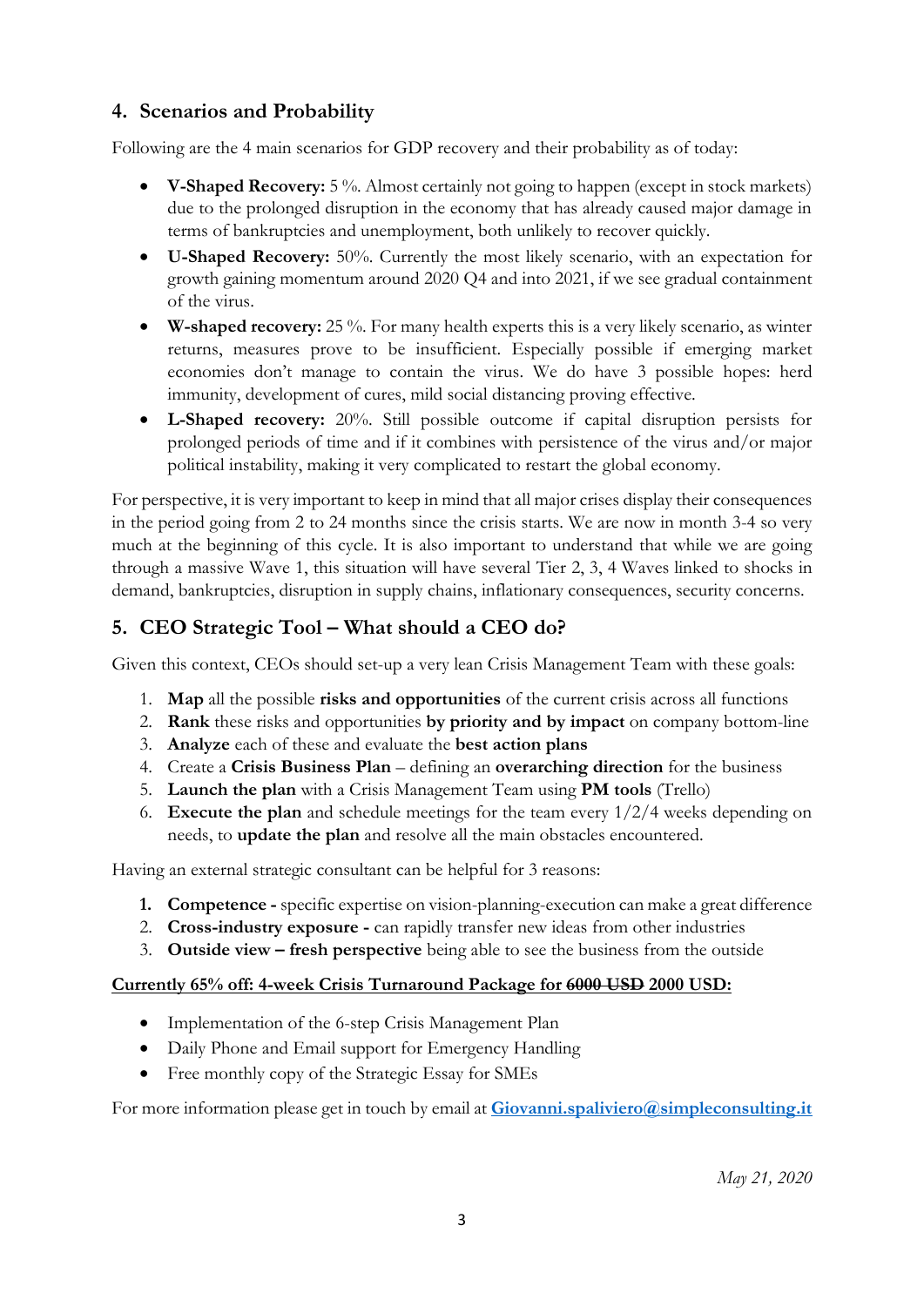## 4. Scenarios and Probability

Following are the 4 main scenarios for GDP recovery and their probability as of today:

- **V-Shaped Recovery:** 5 %. Almost certainly not going to happen (except in stock markets) due to the prolonged disruption in the economy that has already caused major damage in terms of bankruptcies and unemployment, both unlikely to recover quickly.
- **U-Shaped Recovery:** 50%. Currently the most likely scenario, with an expectation for growth gaining momentum around 2020 Q4 and into 2021, if we see gradual containment of the virus.
- **W-shaped recovery:** 25 %. For many health experts this is a very likely scenario, as winter returns, measures prove to be insufficient. Especially possible if emerging market economies don't manage to contain the virus. We do have 3 possible hopes: herd immunity, development of cures, mild social distancing proving effective.
- **L-Shaped recovery:** 20%. Still possible outcome if capital disruption persists for prolonged periods of time and if it combines with persistence of the virus and/or major political instability, making it very complicated to restart the global economy.

For perspective, it is very important to keep in mind that all major crises display their consequences in the period going from 2 to 24 months since the crisis starts. We are now in month 3-4 so very much at the beginning of this cycle. It is also important to understand that while we are going through a massive Wave 1, this situation will have several Tier 2, 3, 4 Waves linked to shocks in demand, bankruptcies, disruption in supply chains, inflationary consequences, security concerns.

## 5. CEO Strategic Tool – What should a CEO do?

Given this context, CEOs should set-up a very lean Crisis Management Team with these goals:

1. **Map** all the possible **risks and opportunities** of the current crisis across all functions
2. **Rank** these risks and opportunities **by priority and by impact** on company bottom-line
3. **Analyze** each of these and evaluate the **best action plans**
4. Create a **Crisis Business Plan** – defining an **overarching direction** for the business
5. **Launch the plan** with a Crisis Management Team using **PM tools** (Trello)
6. **Execute the plan** and schedule meetings for the team every 1/2/4 weeks depending on needs, to **update the plan** and resolve all the main obstacles encountered.

Having an external strategic consultant can be helpful for 3 reasons:

1. **Competence -** specific expertise on vision-planning-execution can make a great difference
2. **Cross-industry exposure -** can rapidly transfer new ideas from other industries
3. **Outside view – fresh perspective** being able to see the business from the outside

**Currently 65% off: 4-week Crisis Turnaround Package for ~~6000 USD~~ 2000 USD:**

- Implementation of the 6-step Crisis Management Plan
- Daily Phone and Email support for Emergency Handling
- Free monthly copy of the Strategic Essay for SMEs

For more information please get in touch by email at **Giovanni.spaliviero@simpleconsulting.it**

*May 21, 2020*